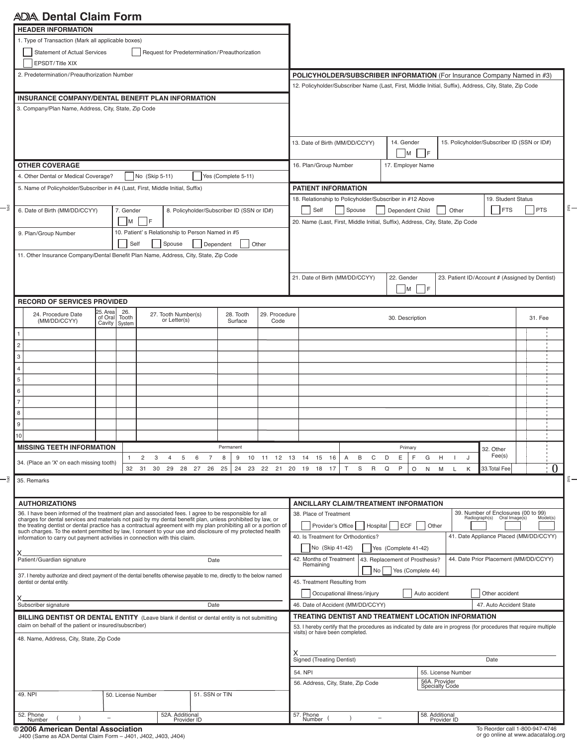# ADA Dental Claim Form

## HEADER INFORMATION

1. Type of Transaction (Mark all applicable boxes)

☐ Statement of Actual Services ☐ Request for Predetermination/Preauthorization

☐ EPSDT/Title XIX

2. Predetermination/Preauthorization Number

## INSURANCE COMPANY/DENTAL BENEFIT PLAN INFORMATION

3. Company/Plan Name, Address, City, State, Zip Code

## OTHER COVERAGE

4. Other Dental or Medical Coverage? ☐ No (Skip 5-11) ☐ Yes (Complete 5-11)

5. Name of Policyholder/Subscriber in #4 (Last, First, Middle Initial, Suffix)

6. Date of Birth (MM/DD/CCYY)

7. Gender ☐ M ☐ F

8. Policyholder/Subscriber ID (SSN or ID#)

9. Plan/Group Number

10. Patient's Relationship to Person Named in #5 ☐ Self ☐ Spouse ☐ Dependent ☐ Other

11. Other Insurance Company/Dental Benefit Plan Name, Address, City, State, Zip Code

## POLICYHOLDER/SUBSCRIBER INFORMATION (For Insurance Company Named in #3)

12. Policyholder/Subscriber Name (Last, First, Middle Initial, Suffix), Address, City, State, Zip Code

13. Date of Birth (MM/DD/CCYY)

14. Gender ☐ M ☐ F

15. Policyholder/Subscriber ID (SSN or ID#)

16. Plan/Group Number

17. Employer Name

## PATIENT INFORMATION

18. Relationship to Policyholder/Subscriber in #12 Above ☐ Self ☐ Spouse ☐ Dependent Child ☐ Other

19. Student Status ☐ FTS ☐ PTS

20. Name (Last, First, Middle Initial, Suffix), Address, City, State, Zip Code

21. Date of Birth (MM/DD/CCYY)

22. Gender ☐ M ☐ F

23. Patient ID/Account # (Assigned by Dentist)

## RECORD OF SERVICES PROVIDED

| | 24. Procedure Date (MM/DD/CCYY) | 25. Area of Oral Cavity | 26. Tooth System | 27. Tooth Number(s) or Letter(s) | 28. Tooth Surface | 29. Procedure Code | 30. Description | 31. Fee |
|---|---|---|---|---|---|---|---|---|
| 1 | | | | | | | | |
| 2 | | | | | | | | |
| 3 | | | | | | | | |
| 4 | | | | | | | | |
| 5 | | | | | | | | |
| 6 | | | | | | | | |
| 7 | | | | | | | | |
| 8 | | | | | | | | |
| 9 | | | | | | | | |
| 10 | | | | | | | | |

### MISSING TEETH INFORMATION

34. (Place an 'X' on each missing tooth)

| Permanent | | | | | | | | | | | | | | | | Primary | | | | | | | | | |
|---|---|---|---|---|---|---|---|---|---|---|---|---|---|---|---|---|---|---|---|---|---|---|---|---|---|
| 1 | 2 | 3 | 4 | 5 | 6 | 7 | 8 | 9 | 10 | 11 | 12 | 13 | 14 | 15 | 16 | A | B | C | D | E | F | G | H | I | J |
| 32 | 31 | 30 | 29 | 28 | 27 | 26 | 25 | 24 | 23 | 22 | 21 | 20 | 19 | 18 | 17 | T | S | R | Q | P | O | N | M | L | K |

32. Other Fee(s)

33. Total Fee 0

35. Remarks

## AUTHORIZATIONS

36. I have been informed of the treatment plan and associated fees. I agree to be responsible for all charges for dental services and materials not paid by my dental benefit plan, unless prohibited by law, or the treating dentist or dental practice has a contractual agreement with my plan prohibiting all or a portion of such charges. To the extent permitted by law, I consent to your use and disclosure of my protected health information to carry out payment activities in connection with this claim.

X
Patient/Guardian signature Date

37. I hereby authorize and direct payment of the dental benefits otherwise payable to me, directly to the below named dentist or dental entity.

X
Subscriber signature Date

## ANCILLARY CLAIM/TREATMENT INFORMATION

38. Place of Treatment ☐ Provider's Office ☐ Hospital ☐ ECF ☐ Other

39. Number of Enclosures (00 to 99) Radiograph(s) Oral Image(s) Model(s)

40. Is Treatment for Orthodontics? ☐ No (Skip 41-42) ☐ Yes (Complete 41-42)

41. Date Appliance Placed (MM/DD/CCYY)

42. Months of Treatment Remaining

43. Replacement of Prosthesis? ☐ No ☐ Yes (Complete 44)

44. Date Prior Placement (MM/DD/CCYY)

45. Treatment Resulting from ☐ Occupational illness/injury ☐ Auto accident ☐ Other accident

46. Date of Accident (MM/DD/CCYY)

47. Auto Accident State

## BILLING DENTIST OR DENTAL ENTITY (Leave blank if dentist or dental entity is not submitting claim on behalf of the patient or insured/subscriber)

48. Name, Address, City, State, Zip Code

49. NPI

50. License Number

51. SSN or TIN

52. Phone Number ( ) –

52A. Additional Provider ID

## TREATING DENTIST AND TREATMENT LOCATION INFORMATION

53. I hereby certify that the procedures as indicated by date are in progress (for procedures that require multiple visits) or have been completed.

X
Signed (Treating Dentist) Date

54. NPI

55. License Number

56. Address, City, State, Zip Code

56A. Provider Specialty Code

57. Phone Number ( ) –

58. Additional Provider ID

© 2006 American Dental Association

J400 (Same as ADA Dental Claim Form – J401, J402, J403, J404)

To Reorder call 1-800-947-4746 or go online at www.adacatalog.org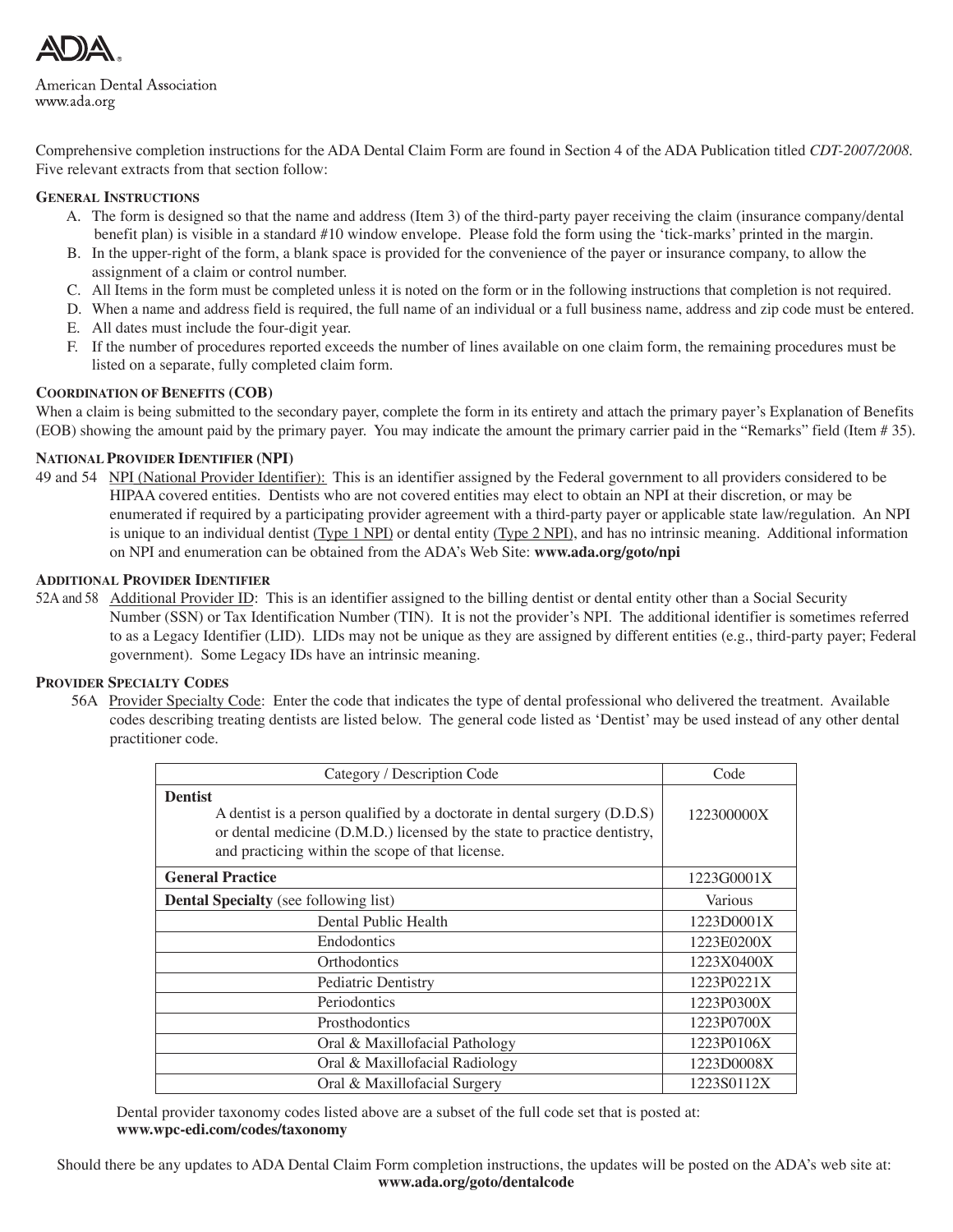ADA

American Dental Association
www.ada.org

Comprehensive completion instructions for the ADA Dental Claim Form are found in Section 4 of the ADA Publication titled *CDT-2007/2008*. Five relevant extracts from that section follow:

### General Instructions

A. The form is designed so that the name and address (Item 3) of the third-party payer receiving the claim (insurance company/dental benefit plan) is visible in a standard #10 window envelope. Please fold the form using the 'tick-marks' printed in the margin.

B. In the upper-right of the form, a blank space is provided for the convenience of the payer or insurance company, to allow the assignment of a claim or control number.

C. All Items in the form must be completed unless it is noted on the form or in the following instructions that completion is not required.

D. When a name and address field is required, the full name of an individual or a full business name, address and zip code must be entered.

E. All dates must include the four-digit year.

F. If the number of procedures reported exceeds the number of lines available on one claim form, the remaining procedures must be listed on a separate, fully completed claim form.

### Coordination of Benefits (COB)

When a claim is being submitted to the secondary payer, complete the form in its entirety and attach the primary payer's Explanation of Benefits (EOB) showing the amount paid by the primary payer. You may indicate the amount the primary carrier paid in the "Remarks" field (Item # 35).

### National Provider Identifier (NPI)

49 and 54 NPI (National Provider Identifier): This is an identifier assigned by the Federal government to all providers considered to be HIPAA covered entities. Dentists who are not covered entities may elect to obtain an NPI at their discretion, or may be enumerated if required by a participating provider agreement with a third-party payer or applicable state law/regulation. An NPI is unique to an individual dentist (Type 1 NPI) or dental entity (Type 2 NPI), and has no intrinsic meaning. Additional information on NPI and enumeration can be obtained from the ADA's Web Site: **www.ada.org/goto/npi**

### Additional Provider Identifier

52A and 58 Additional Provider ID: This is an identifier assigned to the billing dentist or dental entity other than a Social Security Number (SSN) or Tax Identification Number (TIN). It is not the provider's NPI. The additional identifier is sometimes referred to as a Legacy Identifier (LID). LIDs may not be unique as they are assigned by different entities (e.g., third-party payer; Federal government). Some Legacy IDs have an intrinsic meaning.

### Provider Specialty Codes

56A Provider Specialty Code: Enter the code that indicates the type of dental professional who delivered the treatment. Available codes describing treating dentists are listed below. The general code listed as 'Dentist' may be used instead of any other dental practitioner code.

| Category / Description Code | Code |
|---|---|
| **Dentist**<br>A dentist is a person qualified by a doctorate in dental surgery (D.D.S) or dental medicine (D.M.D.) licensed by the state to practice dentistry, and practicing within the scope of that license. | 122300000X |
| **General Practice** | 1223G0001X |
| **Dental Specialty** (see following list) | Various |
| Dental Public Health | 1223D0001X |
| Endodontics | 1223E0200X |
| Orthodontics | 1223X0400X |
| Pediatric Dentistry | 1223P0221X |
| Periodontics | 1223P0300X |
| Prosthodontics | 1223P0700X |
| Oral & Maxillofacial Pathology | 1223P0106X |
| Oral & Maxillofacial Radiology | 1223D0008X |
| Oral & Maxillofacial Surgery | 1223S0112X |

Dental provider taxonomy codes listed above are a subset of the full code set that is posted at: **www.wpc-edi.com/codes/taxonomy**

Should there be any updates to ADA Dental Claim Form completion instructions, the updates will be posted on the ADA's web site at: **www.ada.org/goto/dentalcode**